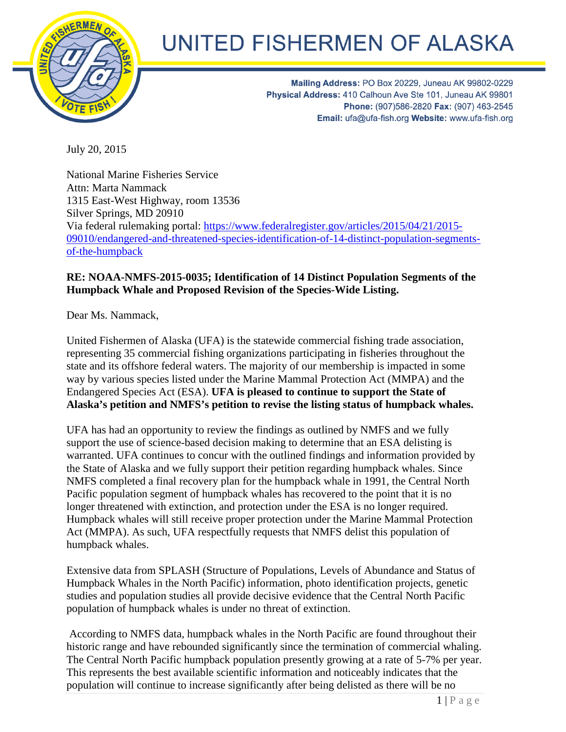# UNITED FISHERMEN OF ALASKA

**Mailing Address:** PO Box 20229, Juneau AK 99802-0229
**Physical Address:** 410 Calhoun Ave Ste 101, Juneau AK 99801
**Phone:** (907)586-2820 **Fax:** (907) 463-2545
**Email:** ufa@ufa-fish.org **Website:** www.ufa-fish.org

July 20, 2015

National Marine Fisheries Service
Attn: Marta Nammack
1315 East-West Highway, room 13536
Silver Springs, MD 20910
Via federal rulemaking portal: https://www.federalregister.gov/articles/2015/04/21/2015-09010/endangered-and-threatened-species-identification-of-14-distinct-population-segments-of-the-humpback

**RE: NOAA-NMFS-2015-0035; Identification of 14 Distinct Population Segments of the Humpback Whale and Proposed Revision of the Species-Wide Listing.**

Dear Ms. Nammack,

United Fishermen of Alaska (UFA) is the statewide commercial fishing trade association, representing 35 commercial fishing organizations participating in fisheries throughout the state and its offshore federal waters. The majority of our membership is impacted in some way by various species listed under the Marine Mammal Protection Act (MMPA) and the Endangered Species Act (ESA). **UFA is pleased to continue to support the State of Alaska's petition and NMFS's petition to revise the listing status of humpback whales.**

UFA has had an opportunity to review the findings as outlined by NMFS and we fully support the use of science-based decision making to determine that an ESA delisting is warranted. UFA continues to concur with the outlined findings and information provided by the State of Alaska and we fully support their petition regarding humpback whales. Since NMFS completed a final recovery plan for the humpback whale in 1991, the Central North Pacific population segment of humpback whales has recovered to the point that it is no longer threatened with extinction, and protection under the ESA is no longer required. Humpback whales will still receive proper protection under the Marine Mammal Protection Act (MMPA). As such, UFA respectfully requests that NMFS delist this population of humpback whales.

Extensive data from SPLASH (Structure of Populations, Levels of Abundance and Status of Humpback Whales in the North Pacific) information, photo identification projects, genetic studies and population studies all provide decisive evidence that the Central North Pacific population of humpback whales is under no threat of extinction.

According to NMFS data, humpback whales in the North Pacific are found throughout their historic range and have rebounded significantly since the termination of commercial whaling. The Central North Pacific humpback population presently growing at a rate of 5-7% per year. This represents the best available scientific information and noticeably indicates that the population will continue to increase significantly after being delisted as there will be no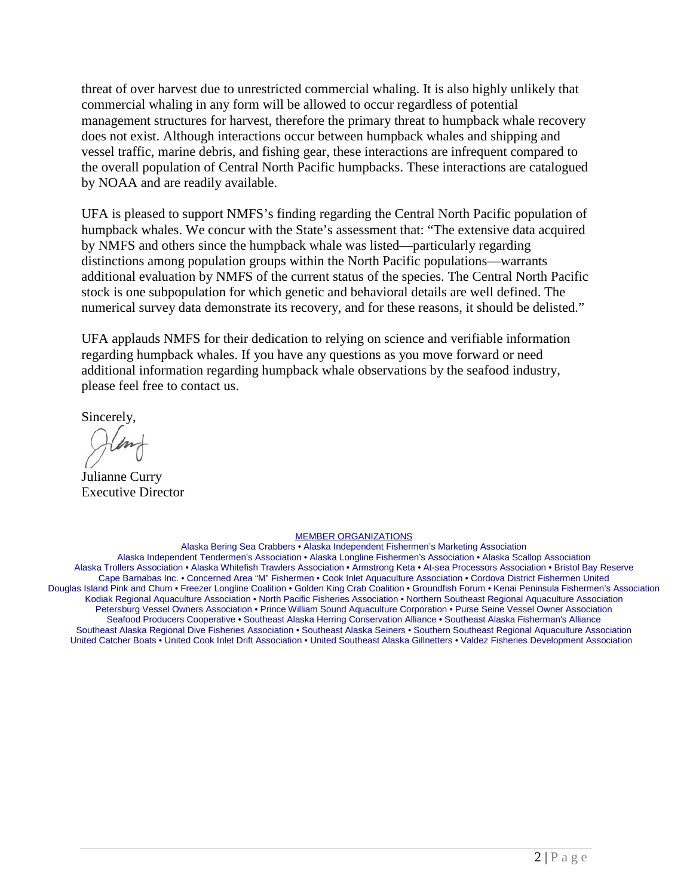threat of over harvest due to unrestricted commercial whaling. It is also highly unlikely that commercial whaling in any form will be allowed to occur regardless of potential management structures for harvest, therefore the primary threat to humpback whale recovery does not exist. Although interactions occur between humpback whales and shipping and vessel traffic, marine debris, and fishing gear, these interactions are infrequent compared to the overall population of Central North Pacific humpbacks. These interactions are catalogued by NOAA and are readily available.

UFA is pleased to support NMFS's finding regarding the Central North Pacific population of humpback whales. We concur with the State's assessment that: "The extensive data acquired by NMFS and others since the humpback whale was listed—particularly regarding distinctions among population groups within the North Pacific populations—warrants additional evaluation by NMFS of the current status of the species. The Central North Pacific stock is one subpopulation for which genetic and behavioral details are well defined. The numerical survey data demonstrate its recovery, and for these reasons, it should be delisted."

UFA applauds NMFS for their dedication to relying on science and verifiable information regarding humpback whales. If you have any questions as you move forward or need additional information regarding humpback whale observations by the seafood industry, please feel free to contact us.

Sincerely,

Julianne Curry
Executive Director

MEMBER ORGANIZATIONS

Alaska Bering Sea Crabbers • Alaska Independent Fishermen's Marketing Association
Alaska Independent Tendermen's Association • Alaska Longline Fishermen's Association • Alaska Scallop Association
Alaska Trollers Association • Alaska Whitefish Trawlers Association • Armstrong Keta • At-sea Processors Association • Bristol Bay Reserve
Cape Barnabas Inc. • Concerned Area "M" Fishermen • Cook Inlet Aquaculture Association • Cordova District Fishermen United
Douglas Island Pink and Chum • Freezer Longline Coalition • Golden King Crab Coalition • Groundfish Forum • Kenai Peninsula Fishermen's Association
Kodiak Regional Aquaculture Association • North Pacific Fisheries Association • Northern Southeast Regional Aquaculture Association
Petersburg Vessel Owners Association • Prince William Sound Aquaculture Corporation • Purse Seine Vessel Owner Association
Seafood Producers Cooperative • Southeast Alaska Herring Conservation Alliance • Southeast Alaska Fisherman's Alliance
Southeast Alaska Regional Dive Fisheries Association • Southeast Alaska Seiners • Southern Southeast Regional Aquaculture Association
United Catcher Boats • United Cook Inlet Drift Association • United Southeast Alaska Gillnetters • Valdez Fisheries Development Association